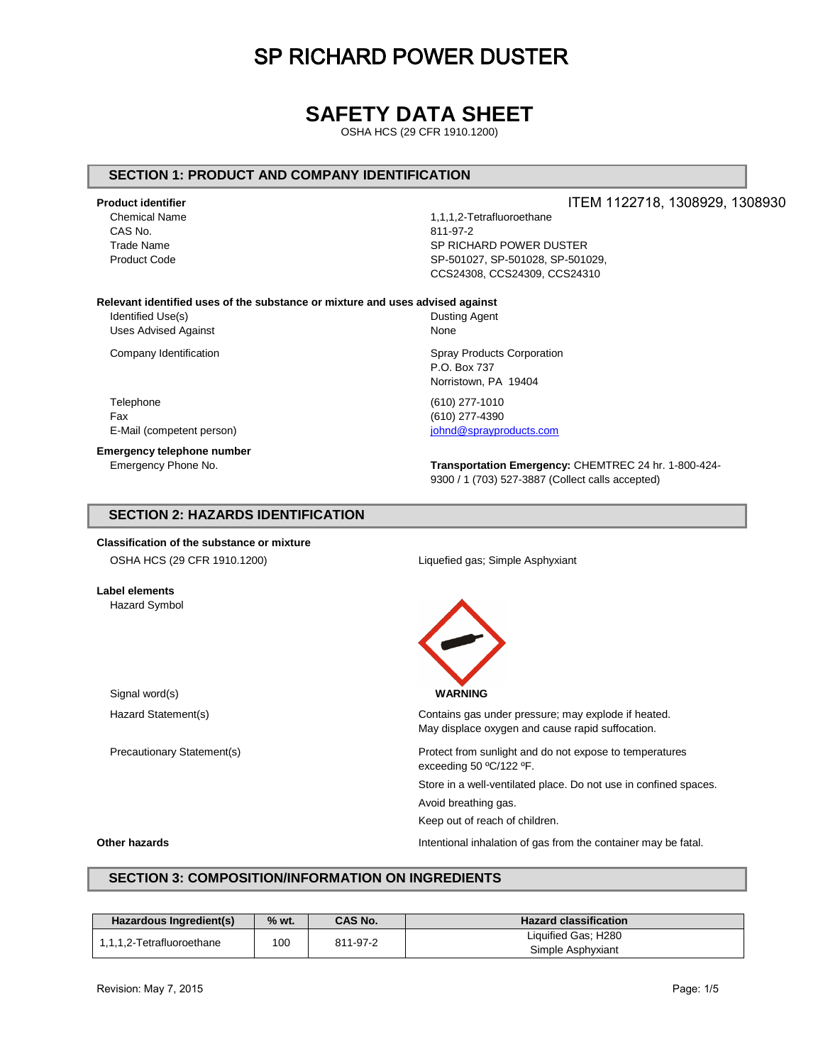# SP RICHARD POWER DUSTER

# SAFETY DATA SHEET

OSHA HCS (29 CFR 1910.1200)

## SECTION 1: PRODUCT AND COMPANY IDENTIFICATION

**Product identifier** ITEM 1122718, 1308929, 1308930

| | |
|---|---|
| Chemical Name | 1,1,1,2-Tetrafluoroethane |
| CAS No. | 811-97-2 |
| Trade Name | SP RICHARD POWER DUSTER |
| Product Code | SP-501027, SP-501028, SP-501029, CCS24308, CCS24309, CCS24310 |

**Relevant identified uses of the substance or mixture and uses advised against**

| | |
|---|---|
| Identified Use(s) | Dusting Agent |
| Uses Advised Against | None |
| Company Identification | Spray Products Corporation<br>P.O. Box 737<br>Norristown, PA 19404 |
| Telephone | (610) 277-1010 |
| Fax | (610) 277-4390 |
| E-Mail (competent person) | johnd@sprayproducts.com |

**Emergency telephone number**

| | |
|---|---|
| Emergency Phone No. | **Transportation Emergency:** CHEMTREC 24 hr. 1-800-424-9300 / 1 (703) 527-3887 (Collect calls accepted) |

## SECTION 2: HAZARDS IDENTIFICATION

**Classification of the substance or mixture**

| | |
|---|---|
| OSHA HCS (29 CFR 1910.1200) | Liquefied gas; Simple Asphyxiant |

**Label elements**

Hazard Symbol

| | |
|---|---|
| Signal word(s) | **WARNING** |
| Hazard Statement(s) | Contains gas under pressure; may explode if heated.<br>May displace oxygen and cause rapid suffocation. |
| Precautionary Statement(s) | Protect from sunlight and do not expose to temperatures exceeding 50 ºC/122 ºF.<br>Store in a well-ventilated place. Do not use in confined spaces.<br>Avoid breathing gas.<br>Keep out of reach of children. |

**Other hazards** Intentional inhalation of gas from the container may be fatal.

## SECTION 3: COMPOSITION/INFORMATION ON INGREDIENTS

| Hazardous Ingredient(s) | % wt. | CAS No. | Hazard classification |
|---|---|---|---|
| 1,1,1,2-Tetrafluoroethane | 100 | 811-97-2 | Liquified Gas; H280<br>Simple Asphyxiant |

Revision: May 7, 2015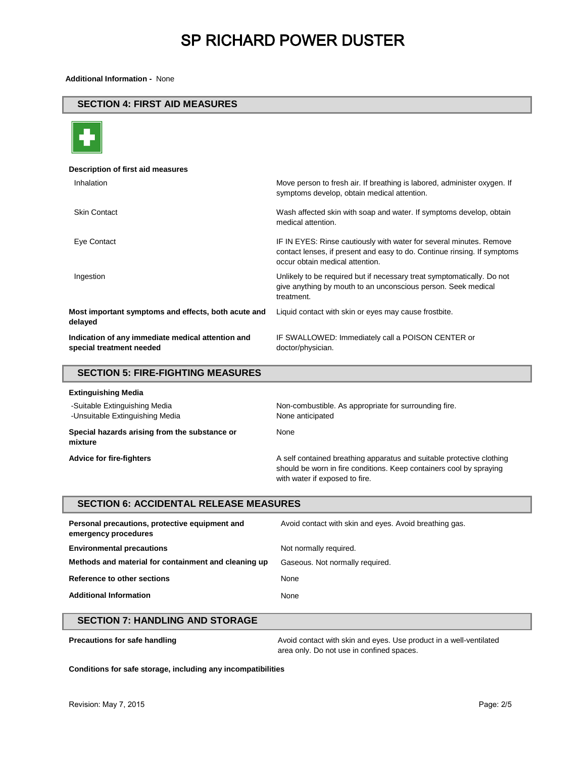**Additional Information -** None

## SECTION 4: FIRST AID MEASURES

**Description of first aid measures**

| | |
|---|---|
| Inhalation | Move person to fresh air. If breathing is labored, administer oxygen. If symptoms develop, obtain medical attention. |
| Skin Contact | Wash affected skin with soap and water. If symptoms develop, obtain medical attention. |
| Eye Contact | IF IN EYES: Rinse cautiously with water for several minutes. Remove contact lenses, if present and easy to do. Continue rinsing. If symptoms occur obtain medical attention. |
| Ingestion | Unlikely to be required but if necessary treat symptomatically. Do not give anything by mouth to an unconscious person. Seek medical treatment. |
| **Most important symptoms and effects, both acute and delayed** | Liquid contact with skin or eyes may cause frostbite. |
| **Indication of any immediate medical attention and special treatment needed** | IF SWALLOWED: Immediately call a POISON CENTER or doctor/physician. |

## SECTION 5: FIRE-FIGHTING MEASURES

**Extinguishing Media**

| | |
|---|---|
| -Suitable Extinguishing Media | Non-combustible. As appropriate for surrounding fire. |
| -Unsuitable Extinguishing Media | None anticipated |
| **Special hazards arising from the substance or mixture** | None |
| **Advice for fire-fighters** | A self contained breathing apparatus and suitable protective clothing should be worn in fire conditions. Keep containers cool by spraying with water if exposed to fire. |

## SECTION 6: ACCIDENTAL RELEASE MEASURES

| | |
|---|---|
| **Personal precautions, protective equipment and emergency procedures** | Avoid contact with skin and eyes. Avoid breathing gas. |
| **Environmental precautions** | Not normally required. |
| **Methods and material for containment and cleaning up** | Gaseous. Not normally required. |
| **Reference to other sections** | None |
| **Additional Information** | None |

## SECTION 7: HANDLING AND STORAGE

| | |
|---|---|
| **Precautions for safe handling** | Avoid contact with skin and eyes. Use product in a well-ventilated area only. Do not use in confined spaces. |

**Conditions for safe storage, including any incompatibilities**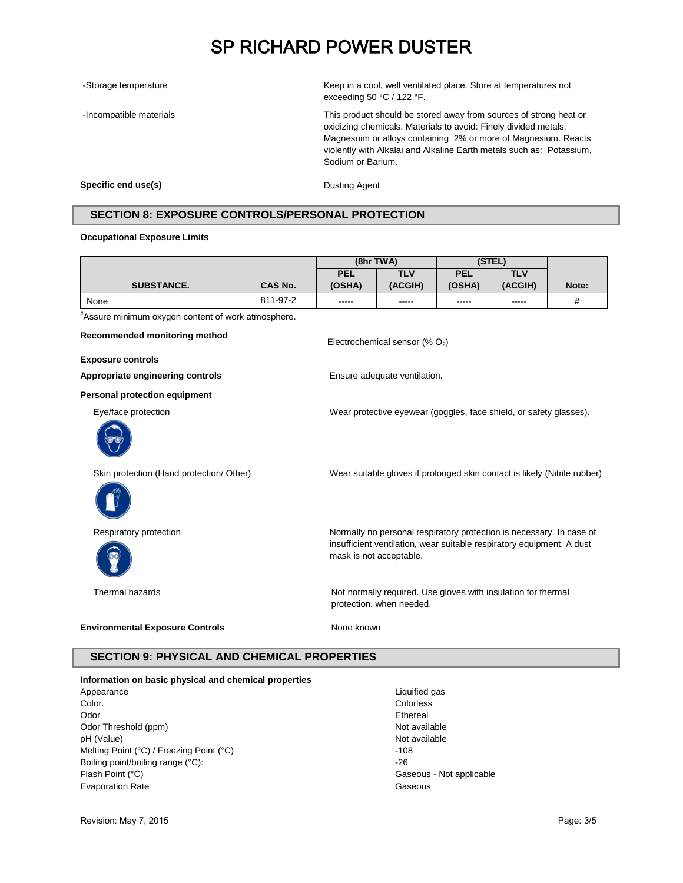| | |
|---|---|
| -Storage temperature | Keep in a cool, well ventilated place. Store at temperatures not exceeding 50 °C / 122 °F. |
| -Incompatible materials | This product should be stored away from sources of strong heat or oxidizing chemicals. Materials to avoid: Finely divided metals, Magnesuim or alloys containing 2% or more of Magnesium. Reacts violently with Alkalai and Alkaline Earth metals such as: Potassium, Sodium or Barium. |

**Specific end use(s)** Dusting Agent

## SECTION 8: EXPOSURE CONTROLS/PERSONAL PROTECTION

**Occupational Exposure Limits**

| | | (8hr TWA) | | (STEL) | | |
|---|---|---|---|---|---|---|
| **SUBSTANCE.** | **CAS No.** | **PEL (OSHA)** | **TLV (ACGIH)** | **PEL (OSHA)** | **TLV (ACGIH)** | **Note:** |
| None | 811-97-2 | ----- | ----- | ----- | ----- | # |

#Assure minimum oxygen content of work atmosphere.

**Recommended monitoring method** Electrochemical sensor (% $O_2$)

**Exposure controls**

**Appropriate engineering controls** Ensure adequate ventilation.

**Personal protection equipment**

Eye/face protection: Wear protective eyewear (goggles, face shield, or safety glasses).

Skin protection (Hand protection/ Other): Wear suitable gloves if prolonged skin contact is likely (Nitrile rubber)

Respiratory protection: Normally no personal respiratory protection is necessary. In case of insufficient ventilation, wear suitable respiratory equipment. A dust mask is not acceptable.

Thermal hazards: Not normally required. Use gloves with insulation for thermal protection, when needed.

**Environmental Exposure Controls** None known

## SECTION 9: PHYSICAL AND CHEMICAL PROPERTIES

**Information on basic physical and chemical properties**

| | |
|---|---|
| Appearance | Liquified gas |
| Color. | Colorless |
| Odor | Ethereal |
| Odor Threshold (ppm) | Not available |
| pH (Value) | Not available |
| Melting Point (°C) / Freezing Point (°C) | -108 |
| Boiling point/boiling range (°C): | -26 |
| Flash Point (°C) | Gaseous - Not applicable |
| Evaporation Rate | Gaseous |

Revision: May 7, 2015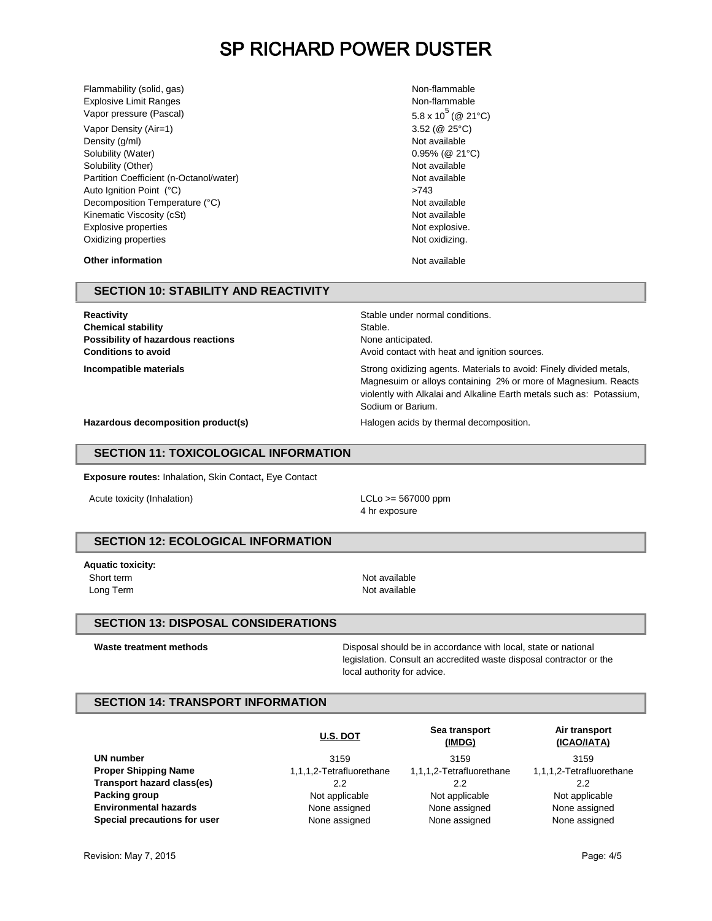# SP RICHARD POWER DUSTER

| | |
|---|---|
| Flammability (solid, gas) | Non-flammable |
| Explosive Limit Ranges | Non-flammable |
| Vapor pressure (Pascal) | $5.8 \times 10^5$ (@ 21°C) |
| Vapor Density (Air=1) | 3.52 (@ 25°C) |
| Density (g/ml) | Not available |
| Solubility (Water) | 0.95% (@ 21°C) |
| Solubility (Other) | Not available |
| Partition Coefficient (n-Octanol/water) | Not available |
| Auto Ignition Point (°C) | >743 |
| Decomposition Temperature (°C) | Not available |
| Kinematic Viscosity (cSt) | Not available |
| Explosive properties | Not explosive. |
| Oxidizing properties | Not oxidizing. |

**Other information** Not available

## SECTION 10: STABILITY AND REACTIVITY

| | |
|---|---|
| **Reactivity** | Stable under normal conditions. |
| **Chemical stability** | Stable. |
| **Possibility of hazardous reactions** | None anticipated. |
| **Conditions to avoid** | Avoid contact with heat and ignition sources. |
| **Incompatible materials** | Strong oxidizing agents. Materials to avoid: Finely divided metals, Magnesuim or alloys containing 2% or more of Magnesium. Reacts violently with Alkalai and Alkaline Earth metals such as: Potassium, Sodium or Barium. |
| **Hazardous decomposition product(s)** | Halogen acids by thermal decomposition. |

## SECTION 11: TOXICOLOGICAL INFORMATION

**Exposure routes:** Inhalation**,** Skin Contact**,** Eye Contact

| | |
|---|---|
| Acute toxicity (Inhalation) | LCLo >= 567000 ppm<br>4 hr exposure |

## SECTION 12: ECOLOGICAL INFORMATION

**Aquatic toxicity:**

| | |
|---|---|
| Short term | Not available |
| Long Term | Not available |

## SECTION 13: DISPOSAL CONSIDERATIONS

| | |
|---|---|
| **Waste treatment methods** | Disposal should be in accordance with local, state or national legislation. Consult an accredited waste disposal contractor or the local authority for advice. |

## SECTION 14: TRANSPORT INFORMATION

| | U.S. DOT | Sea transport (IMDG) | Air transport (ICAO/IATA) |
|---|---|---|---|
| **UN number** | 3159 | 3159 | 3159 |
| **Proper Shipping Name** | 1,1,1,2-Tetrafluorethane | 1,1,1,2-Tetrafluorethane | 1,1,1,2-Tetrafluorethane |
| **Transport hazard class(es)** | 2.2 | 2.2 | 2.2 |
| **Packing group** | Not applicable | Not applicable | Not applicable |
| **Environmental hazards** | None assigned | None assigned | None assigned |
| **Special precautions for user** | None assigned | None assigned | None assigned |

Revision: May 7, 2015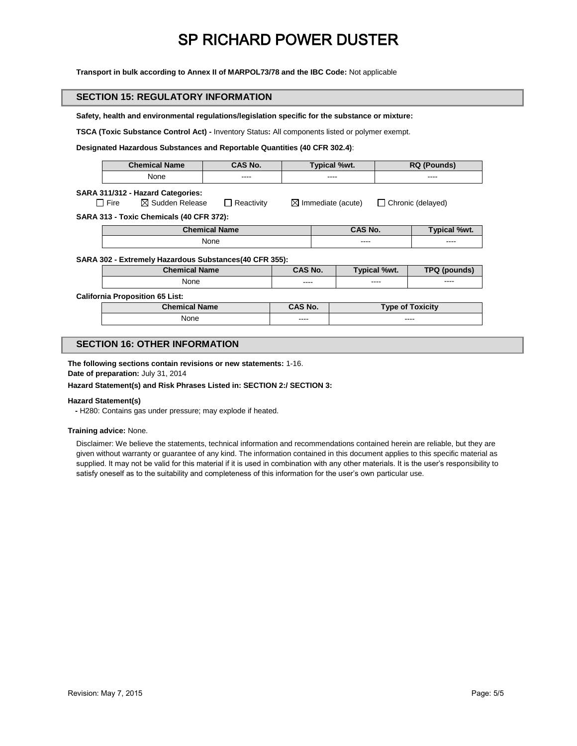**Transport in bulk according to Annex II of MARPOL73/78 and the IBC Code:** Not applicable

## SECTION 15: REGULATORY INFORMATION

**Safety, health and environmental regulations/legislation specific for the substance or mixture:**

**TSCA (Toxic Substance Control Act) -** Inventory Status**:** All components listed or polymer exempt.

**Designated Hazardous Substances and Reportable Quantities (40 CFR 302.4)**:

| Chemical Name | CAS No. | Typical %wt. | RQ (Pounds) |
|---|---|---|---|
| None | ---- | ---- | ---- |

**SARA 311/312 - Hazard Categories:**

☐ Fire ☒ Sudden Release ☐ Reactivity ☒ Immediate (acute) ☐ Chronic (delayed)

**SARA 313 - Toxic Chemicals (40 CFR 372):**

| Chemical Name | CAS No. | Typical %wt. |
|---|---|---|
| None | ---- | ---- |

**SARA 302 - Extremely Hazardous Substances(40 CFR 355):**

| Chemical Name | CAS No. | Typical %wt. | TPQ (pounds) |
|---|---|---|---|
| None | ---- | ---- | ---- |

**California Proposition 65 List:**

| Chemical Name | CAS No. | Type of Toxicity |
|---|---|---|
| None | ---- | ---- |

## SECTION 16: OTHER INFORMATION

**The following sections contain revisions or new statements:** 1-16.

**Date of preparation:** July 31, 2014

**Hazard Statement(s) and Risk Phrases Listed in: SECTION 2:/ SECTION 3:**

**Hazard Statement(s)**

- H280: Contains gas under pressure; may explode if heated.

**Training advice:** None.

Disclaimer: We believe the statements, technical information and recommendations contained herein are reliable, but they are given without warranty or guarantee of any kind. The information contained in this document applies to this specific material as supplied. It may not be valid for this material if it is used in combination with any other materials. It is the user's responsibility to satisfy oneself as to the suitability and completeness of this information for the user's own particular use.